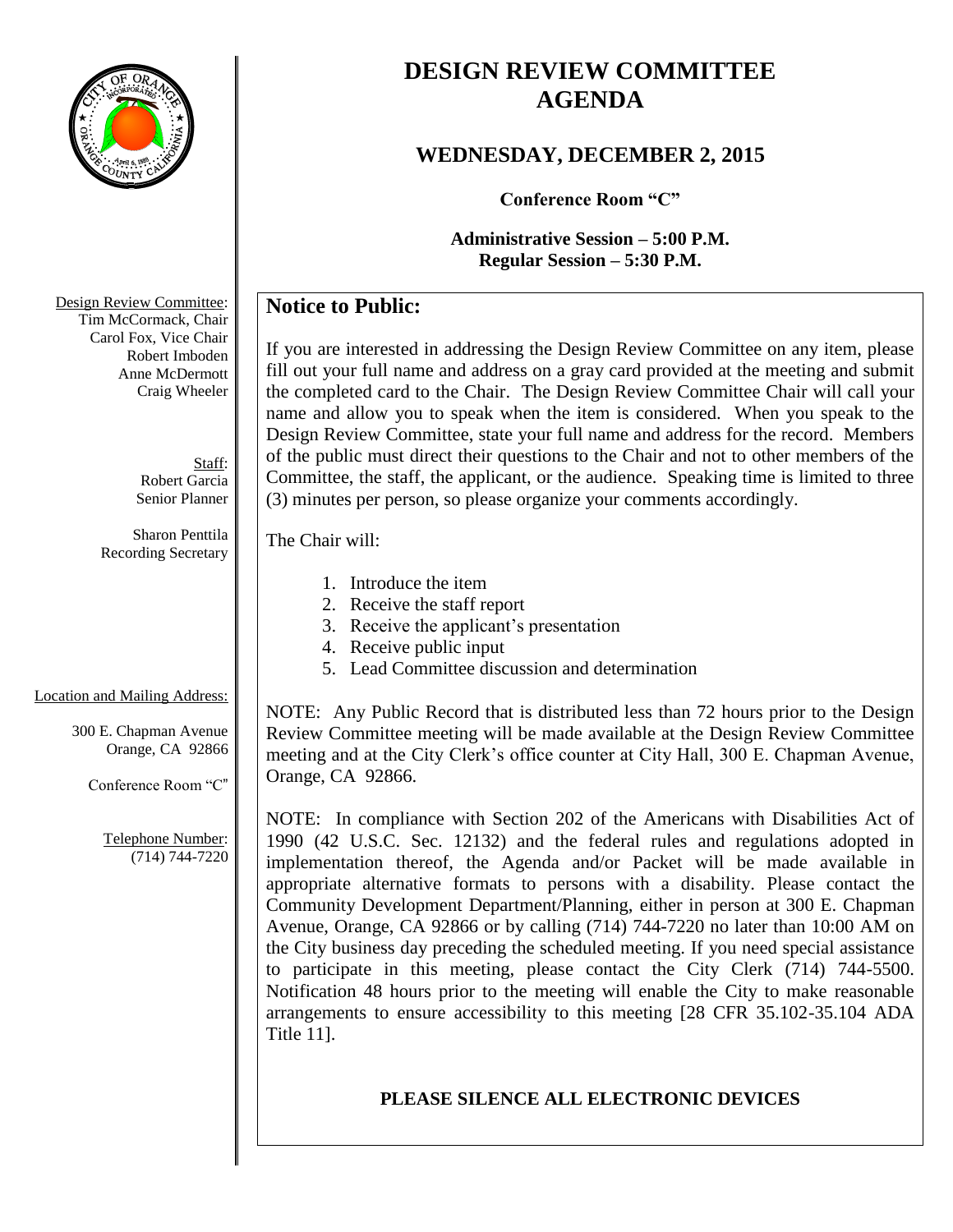# DESIGN REVIEW COMMITTEE AGENDA

## WEDNESDAY, DECEMBER 2, 2015

**Conference Room "C"**

**Administrative Session – 5:00 P.M.**
**Regular Session – 5:30 P.M.**

Design Review Committee:
Tim McCormack, Chair
Carol Fox, Vice Chair
Robert Imboden
Anne McDermott
Craig Wheeler

Staff:
Robert Garcia
Senior Planner

Sharon Penttila
Recording Secretary

Location and Mailing Address:

300 E. Chapman Avenue
Orange, CA 92866

Conference Room "C"

Telephone Number:
(714) 744-7220

## Notice to Public:

If you are interested in addressing the Design Review Committee on any item, please fill out your full name and address on a gray card provided at the meeting and submit the completed card to the Chair. The Design Review Committee Chair will call your name and allow you to speak when the item is considered. When you speak to the Design Review Committee, state your full name and address for the record. Members of the public must direct their questions to the Chair and not to other members of the Committee, the staff, the applicant, or the audience. Speaking time is limited to three (3) minutes per person, so please organize your comments accordingly.

The Chair will:

1. Introduce the item
2. Receive the staff report
3. Receive the applicant's presentation
4. Receive public input
5. Lead Committee discussion and determination

NOTE: Any Public Record that is distributed less than 72 hours prior to the Design Review Committee meeting will be made available at the Design Review Committee meeting and at the City Clerk's office counter at City Hall, 300 E. Chapman Avenue, Orange, CA 92866.

NOTE: In compliance with Section 202 of the Americans with Disabilities Act of 1990 (42 U.S.C. Sec. 12132) and the federal rules and regulations adopted in implementation thereof, the Agenda and/or Packet will be made available in appropriate alternative formats to persons with a disability. Please contact the Community Development Department/Planning, either in person at 300 E. Chapman Avenue, Orange, CA 92866 or by calling (714) 744-7220 no later than 10:00 AM on the City business day preceding the scheduled meeting. If you need special assistance to participate in this meeting, please contact the City Clerk (714) 744-5500. Notification 48 hours prior to the meeting will enable the City to make reasonable arrangements to ensure accessibility to this meeting [28 CFR 35.102-35.104 ADA Title 11].

**PLEASE SILENCE ALL ELECTRONIC DEVICES**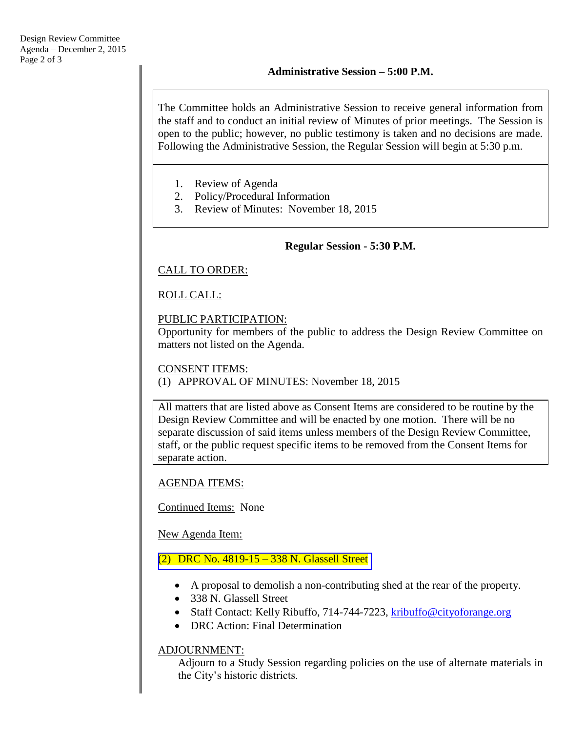## Administrative Session – 5:00 P.M.

The Committee holds an Administrative Session to receive general information from the staff and to conduct an initial review of Minutes of prior meetings. The Session is open to the public; however, no public testimony is taken and no decisions are made. Following the Administrative Session, the Regular Session will begin at 5:30 p.m.

1. Review of Agenda
2. Policy/Procedural Information
3. Review of Minutes: November 18, 2015

## Regular Session - 5:30 P.M.

CALL TO ORDER:

ROLL CALL:

PUBLIC PARTICIPATION:
Opportunity for members of the public to address the Design Review Committee on matters not listed on the Agenda.

CONSENT ITEMS:
(1) APPROVAL OF MINUTES: November 18, 2015

All matters that are listed above as Consent Items are considered to be routine by the Design Review Committee and will be enacted by one motion. There will be no separate discussion of said items unless members of the Design Review Committee, staff, or the public request specific items to be removed from the Consent Items for separate action.

AGENDA ITEMS:

Continued Items: None

New Agenda Item:

(2) DRC No. 4819-15 – 338 N. Glassell Street

- A proposal to demolish a non-contributing shed at the rear of the property.
- 338 N. Glassell Street
- Staff Contact: Kelly Ribuffo, 714-744-7223, kribuffo@cityoforange.org
- DRC Action: Final Determination

ADJOURNMENT:
Adjourn to a Study Session regarding policies on the use of alternate materials in the City's historic districts.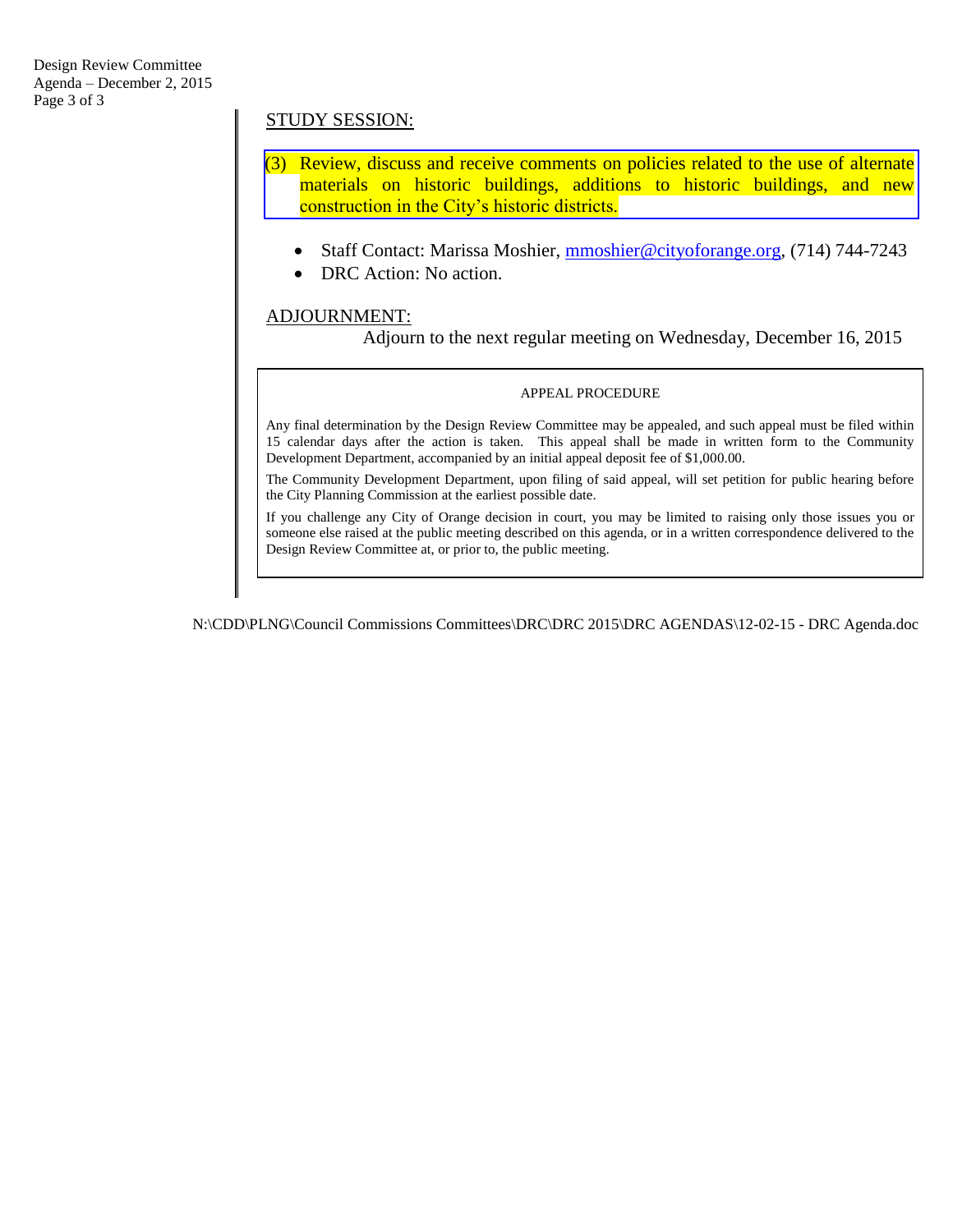STUDY SESSION:

(3) Review, discuss and receive comments on policies related to the use of alternate materials on historic buildings, additions to historic buildings, and new construction in the City's historic districts.

- Staff Contact: Marissa Moshier, mmoshier@cityoforange.org, (714) 744-7243
- DRC Action: No action.

ADJOURNMENT:

Adjourn to the next regular meeting on Wednesday, December 16, 2015

APPEAL PROCEDURE

Any final determination by the Design Review Committee may be appealed, and such appeal must be filed within 15 calendar days after the action is taken. This appeal shall be made in written form to the Community Development Department, accompanied by an initial appeal deposit fee of $1,000.00.

The Community Development Department, upon filing of said appeal, will set petition for public hearing before the City Planning Commission at the earliest possible date.

If you challenge any City of Orange decision in court, you may be limited to raising only those issues you or someone else raised at the public meeting described on this agenda, or in a written correspondence delivered to the Design Review Committee at, or prior to, the public meeting.

N:\CDD\PLNG\Council Commissions Committees\DRC\DRC 2015\DRC AGENDAS\12-02-15 - DRC Agenda.doc